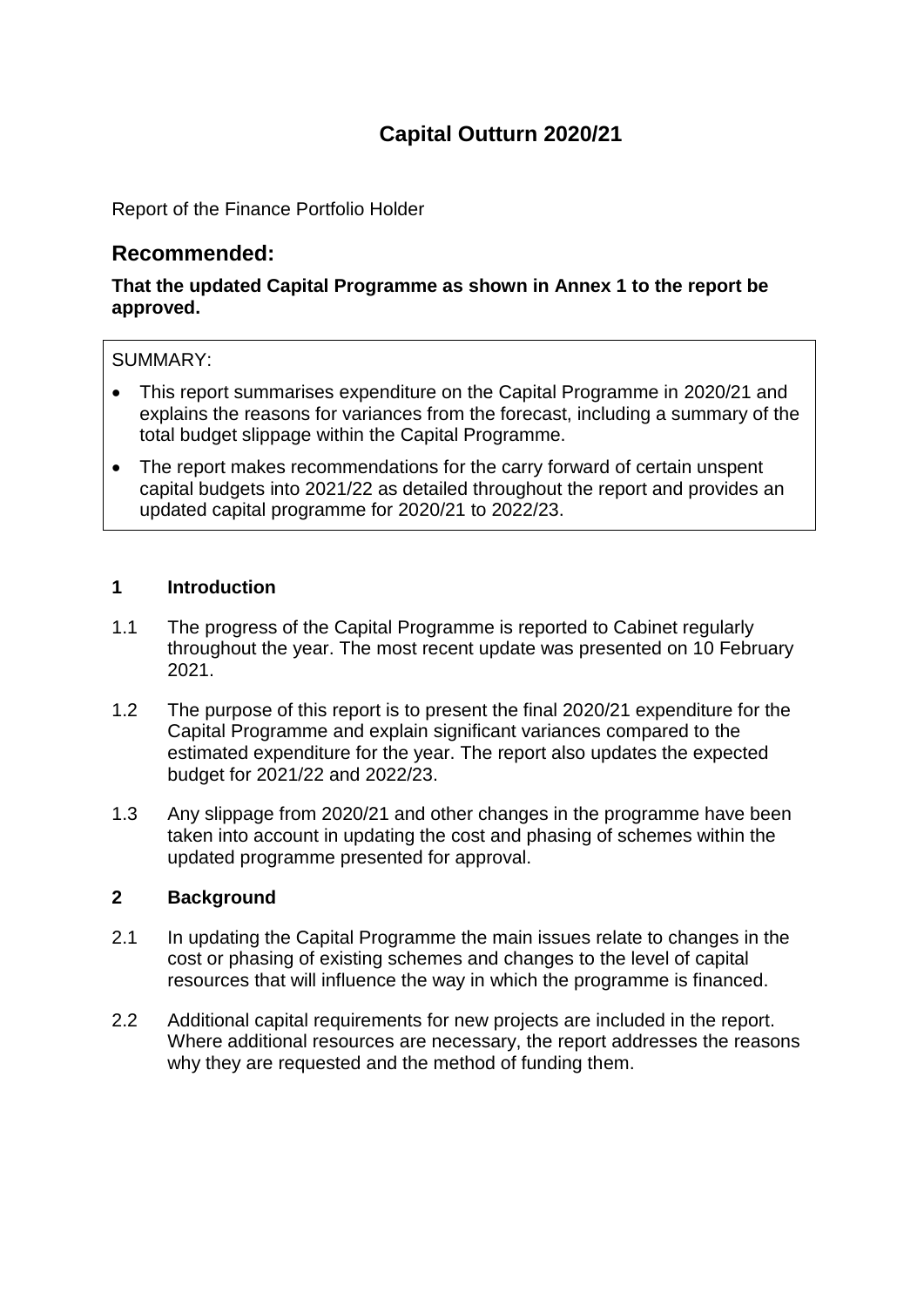# Capital Outturn 2020/21

Report of the Finance Portfolio Holder

## Recommended:

**That the updated Capital Programme as shown in Annex 1 to the report be approved.**

SUMMARY:

- This report summarises expenditure on the Capital Programme in 2020/21 and explains the reasons for variances from the forecast, including a summary of the total budget slippage within the Capital Programme.
- The report makes recommendations for the carry forward of certain unspent capital budgets into 2021/22 as detailed throughout the report and provides an updated capital programme for 2020/21 to 2022/23.

### 1 Introduction

1.1 The progress of the Capital Programme is reported to Cabinet regularly throughout the year. The most recent update was presented on 10 February 2021.

1.2 The purpose of this report is to present the final 2020/21 expenditure for the Capital Programme and explain significant variances compared to the estimated expenditure for the year. The report also updates the expected budget for 2021/22 and 2022/23.

1.3 Any slippage from 2020/21 and other changes in the programme have been taken into account in updating the cost and phasing of schemes within the updated programme presented for approval.

### 2 Background

2.1 In updating the Capital Programme the main issues relate to changes in the cost or phasing of existing schemes and changes to the level of capital resources that will influence the way in which the programme is financed.

2.2 Additional capital requirements for new projects are included in the report. Where additional resources are necessary, the report addresses the reasons why they are requested and the method of funding them.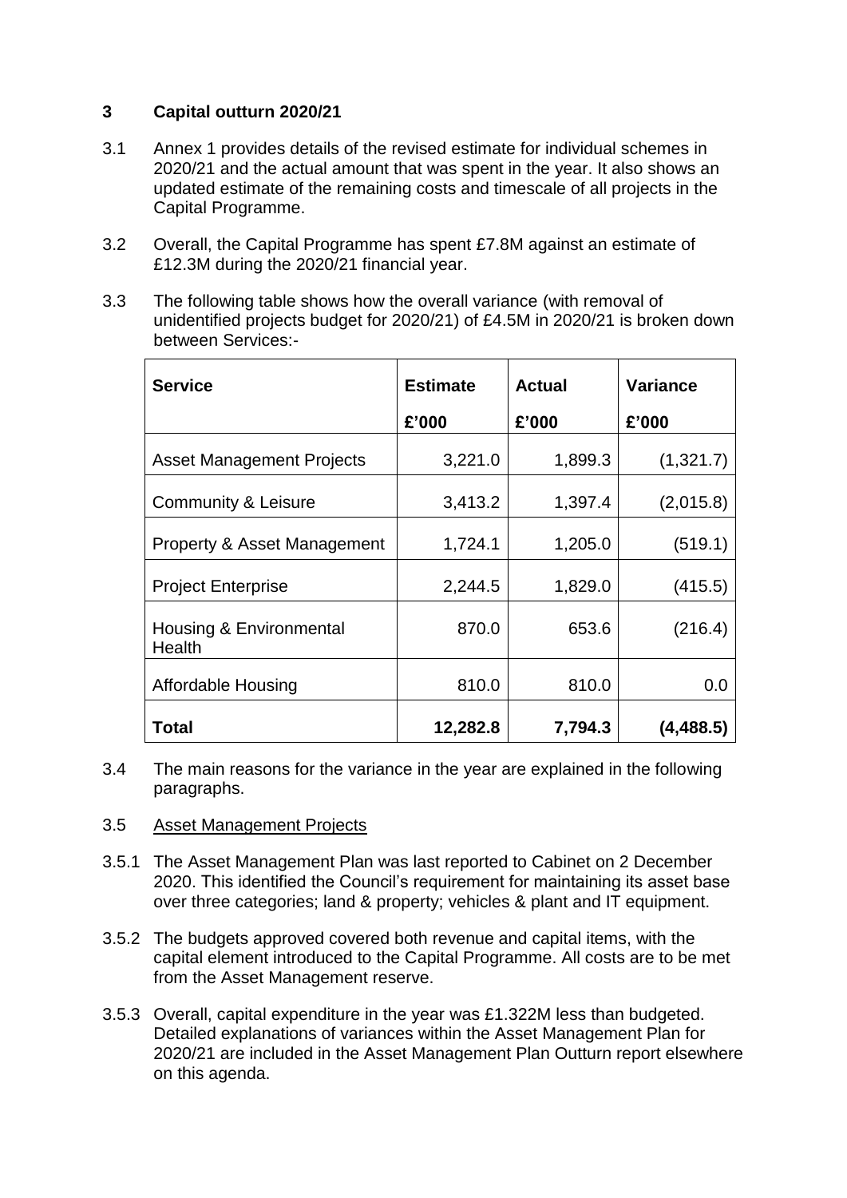## 3 Capital outturn 2020/21

3.1 Annex 1 provides details of the revised estimate for individual schemes in 2020/21 and the actual amount that was spent in the year. It also shows an updated estimate of the remaining costs and timescale of all projects in the Capital Programme.

3.2 Overall, the Capital Programme has spent £7.8M against an estimate of £12.3M during the 2020/21 financial year.

3.3 The following table shows how the overall variance (with removal of unidentified projects budget for 2020/21) of £4.5M in 2020/21 is broken down between Services:-

| Service | Estimate £'000 | Actual £'000 | Variance £'000 |
|---|---|---|---|
| Asset Management Projects | 3,221.0 | 1,899.3 | (1,321.7) |
| Community & Leisure | 3,413.2 | 1,397.4 | (2,015.8) |
| Property & Asset Management | 1,724.1 | 1,205.0 | (519.1) |
| Project Enterprise | 2,244.5 | 1,829.0 | (415.5) |
| Housing & Environmental Health | 870.0 | 653.6 | (216.4) |
| Affordable Housing | 810.0 | 810.0 | 0.0 |
| **Total** | **12,282.8** | **7,794.3** | **(4,488.5)** |

3.4 The main reasons for the variance in the year are explained in the following paragraphs.

3.5 Asset Management Projects

3.5.1 The Asset Management Plan was last reported to Cabinet on 2 December 2020. This identified the Council's requirement for maintaining its asset base over three categories; land & property; vehicles & plant and IT equipment.

3.5.2 The budgets approved covered both revenue and capital items, with the capital element introduced to the Capital Programme. All costs are to be met from the Asset Management reserve.

3.5.3 Overall, capital expenditure in the year was £1.322M less than budgeted. Detailed explanations of variances within the Asset Management Plan for 2020/21 are included in the Asset Management Plan Outturn report elsewhere on this agenda.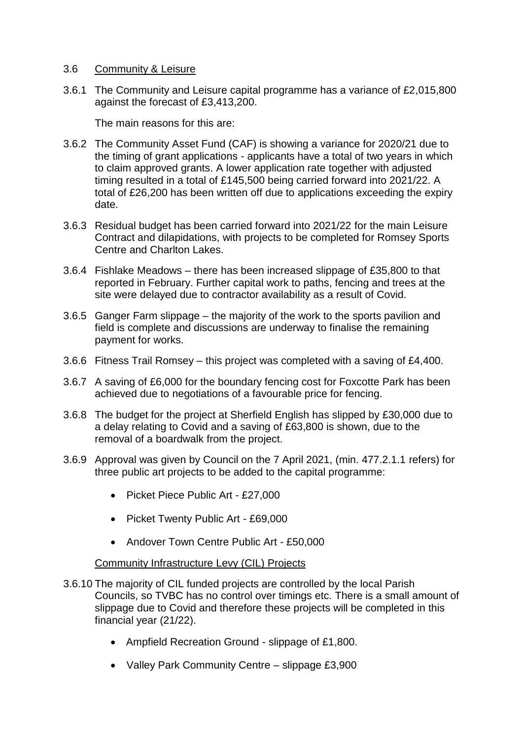3.6 Community & Leisure

3.6.1 The Community and Leisure capital programme has a variance of £2,015,800 against the forecast of £3,413,200.

The main reasons for this are:

3.6.2 The Community Asset Fund (CAF) is showing a variance for 2020/21 due to the timing of grant applications - applicants have a total of two years in which to claim approved grants. A lower application rate together with adjusted timing resulted in a total of £145,500 being carried forward into 2021/22. A total of £26,200 has been written off due to applications exceeding the expiry date.

3.6.3 Residual budget has been carried forward into 2021/22 for the main Leisure Contract and dilapidations, with projects to be completed for Romsey Sports Centre and Charlton Lakes.

3.6.4 Fishlake Meadows – there has been increased slippage of £35,800 to that reported in February. Further capital work to paths, fencing and trees at the site were delayed due to contractor availability as a result of Covid.

3.6.5 Ganger Farm slippage – the majority of the work to the sports pavilion and field is complete and discussions are underway to finalise the remaining payment for works.

3.6.6 Fitness Trail Romsey – this project was completed with a saving of £4,400.

3.6.7 A saving of £6,000 for the boundary fencing cost for Foxcotte Park has been achieved due to negotiations of a favourable price for fencing.

3.6.8 The budget for the project at Sherfield English has slipped by £30,000 due to a delay relating to Covid and a saving of £63,800 is shown, due to the removal of a boardwalk from the project.

3.6.9 Approval was given by Council on the 7 April 2021, (min. 477.2.1.1 refers) for three public art projects to be added to the capital programme:

- Picket Piece Public Art - £27,000
- Picket Twenty Public Art - £69,000
- Andover Town Centre Public Art - £50,000

Community Infrastructure Levy (CIL) Projects

3.6.10 The majority of CIL funded projects are controlled by the local Parish Councils, so TVBC has no control over timings etc. There is a small amount of slippage due to Covid and therefore these projects will be completed in this financial year (21/22).

- Ampfield Recreation Ground - slippage of £1,800.
- Valley Park Community Centre – slippage £3,900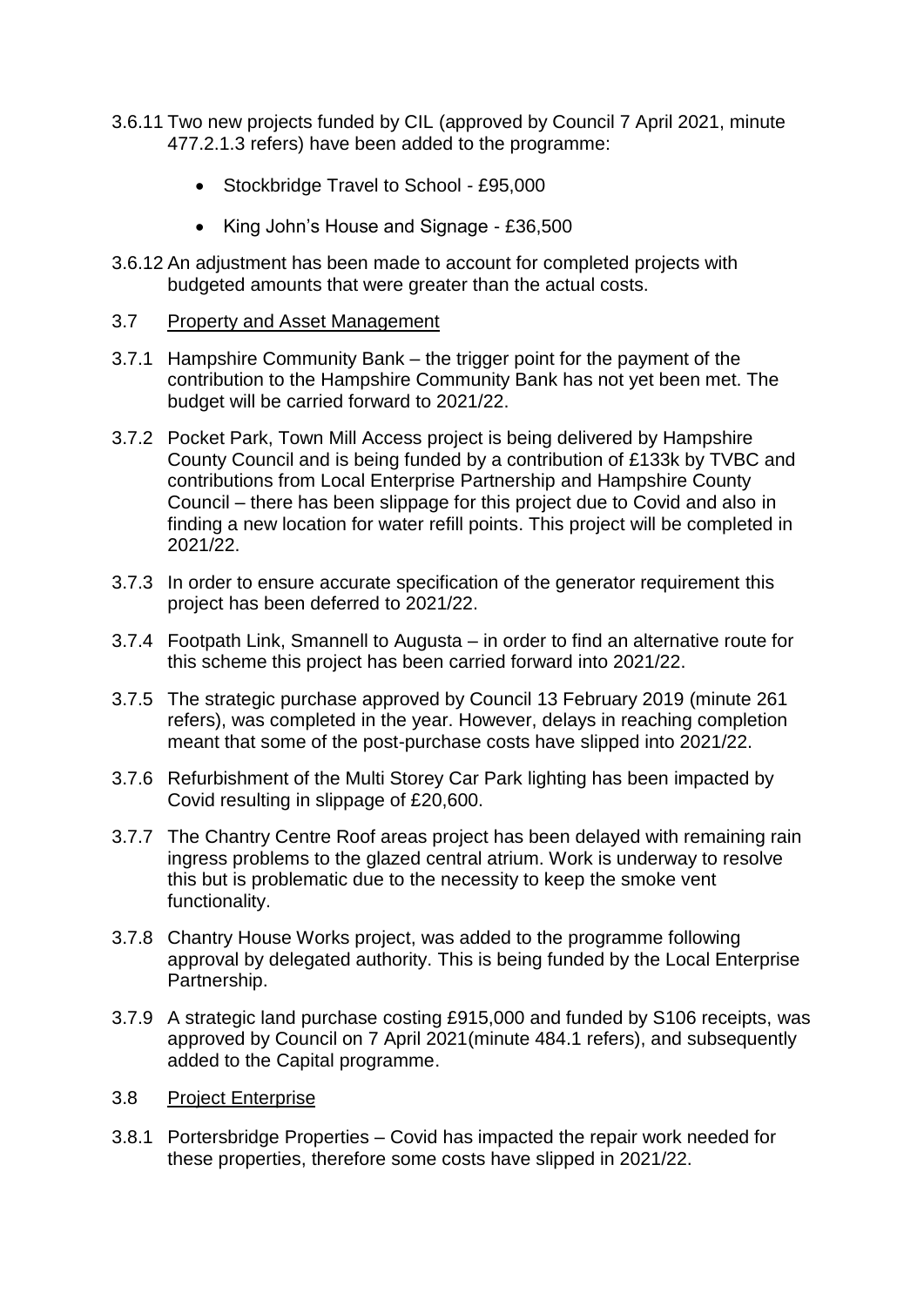3.6.11 Two new projects funded by CIL (approved by Council 7 April 2021, minute 477.2.1.3 refers) have been added to the programme:

- Stockbridge Travel to School - £95,000
- King John's House and Signage - £36,500

3.6.12 An adjustment has been made to account for completed projects with budgeted amounts that were greater than the actual costs.

3.7 Property and Asset Management

3.7.1 Hampshire Community Bank – the trigger point for the payment of the contribution to the Hampshire Community Bank has not yet been met. The budget will be carried forward to 2021/22.

3.7.2 Pocket Park, Town Mill Access project is being delivered by Hampshire County Council and is being funded by a contribution of £133k by TVBC and contributions from Local Enterprise Partnership and Hampshire County Council – there has been slippage for this project due to Covid and also in finding a new location for water refill points. This project will be completed in 2021/22.

3.7.3 In order to ensure accurate specification of the generator requirement this project has been deferred to 2021/22.

3.7.4 Footpath Link, Smannell to Augusta – in order to find an alternative route for this scheme this project has been carried forward into 2021/22.

3.7.5 The strategic purchase approved by Council 13 February 2019 (minute 261 refers), was completed in the year. However, delays in reaching completion meant that some of the post-purchase costs have slipped into 2021/22.

3.7.6 Refurbishment of the Multi Storey Car Park lighting has been impacted by Covid resulting in slippage of £20,600.

3.7.7 The Chantry Centre Roof areas project has been delayed with remaining rain ingress problems to the glazed central atrium. Work is underway to resolve this but is problematic due to the necessity to keep the smoke vent functionality.

3.7.8 Chantry House Works project, was added to the programme following approval by delegated authority. This is being funded by the Local Enterprise Partnership.

3.7.9 A strategic land purchase costing £915,000 and funded by S106 receipts, was approved by Council on 7 April 2021(minute 484.1 refers), and subsequently added to the Capital programme.

3.8 Project Enterprise

3.8.1 Portersbridge Properties – Covid has impacted the repair work needed for these properties, therefore some costs have slipped in 2021/22.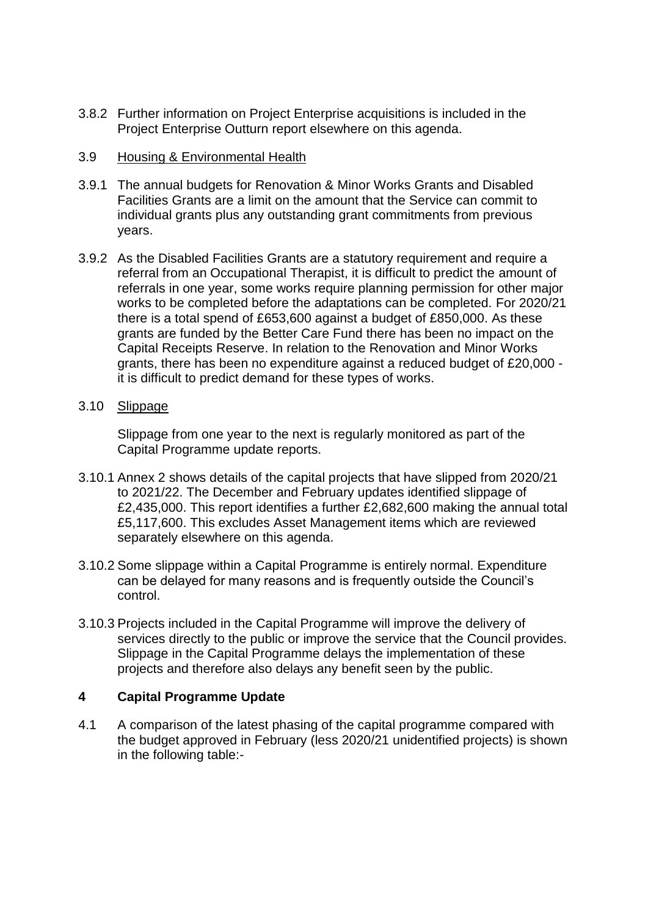3.8.2 Further information on Project Enterprise acquisitions is included in the Project Enterprise Outturn report elsewhere on this agenda.

3.9 Housing & Environmental Health

3.9.1 The annual budgets for Renovation & Minor Works Grants and Disabled Facilities Grants are a limit on the amount that the Service can commit to individual grants plus any outstanding grant commitments from previous years.

3.9.2 As the Disabled Facilities Grants are a statutory requirement and require a referral from an Occupational Therapist, it is difficult to predict the amount of referrals in one year, some works require planning permission for other major works to be completed before the adaptations can be completed. For 2020/21 there is a total spend of £653,600 against a budget of £850,000. As these grants are funded by the Better Care Fund there has been no impact on the Capital Receipts Reserve. In relation to the Renovation and Minor Works grants, there has been no expenditure against a reduced budget of £20,000 - it is difficult to predict demand for these types of works.

3.10 Slippage

Slippage from one year to the next is regularly monitored as part of the Capital Programme update reports.

3.10.1 Annex 2 shows details of the capital projects that have slipped from 2020/21 to 2021/22. The December and February updates identified slippage of £2,435,000. This report identifies a further £2,682,600 making the annual total £5,117,600. This excludes Asset Management items which are reviewed separately elsewhere on this agenda.

3.10.2 Some slippage within a Capital Programme is entirely normal. Expenditure can be delayed for many reasons and is frequently outside the Council's control.

3.10.3 Projects included in the Capital Programme will improve the delivery of services directly to the public or improve the service that the Council provides. Slippage in the Capital Programme delays the implementation of these projects and therefore also delays any benefit seen by the public.

## 4 Capital Programme Update

4.1 A comparison of the latest phasing of the capital programme compared with the budget approved in February (less 2020/21 unidentified projects) is shown in the following table:-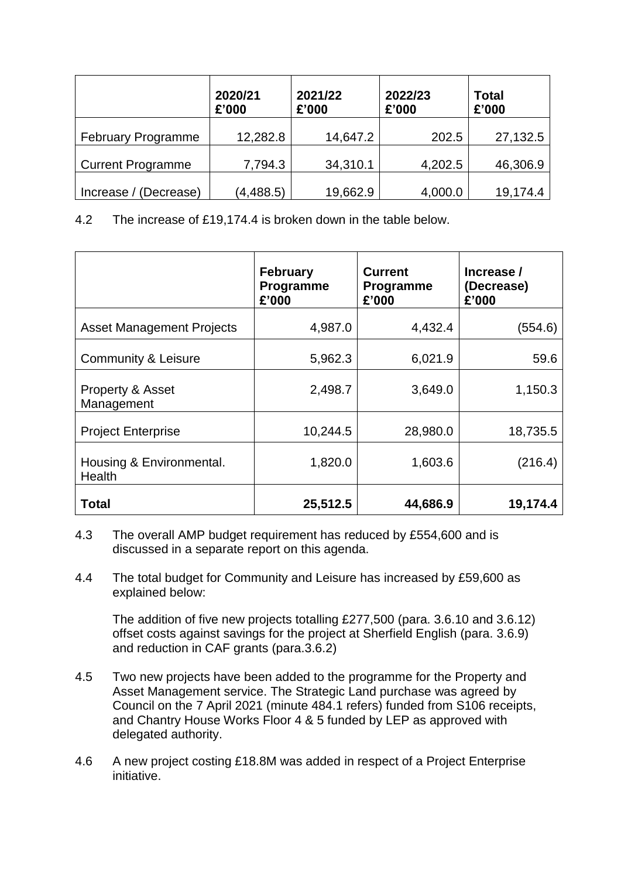| | 2020/21 £'000 | 2021/22 £'000 | 2022/23 £'000 | Total £'000 |
|---|---|---|---|---|
| February Programme | 12,282.8 | 14,647.2 | 202.5 | 27,132.5 |
| Current Programme | 7,794.3 | 34,310.1 | 4,202.5 | 46,306.9 |
| Increase / (Decrease) | (4,488.5) | 19,662.9 | 4,000.0 | 19,174.4 |

4.2 The increase of £19,174.4 is broken down in the table below.

| | February Programme £'000 | Current Programme £'000 | Increase / (Decrease) £'000 |
|---|---|---|---|
| Asset Management Projects | 4,987.0 | 4,432.4 | (554.6) |
| Community & Leisure | 5,962.3 | 6,021.9 | 59.6 |
| Property & Asset Management | 2,498.7 | 3,649.0 | 1,150.3 |
| Project Enterprise | 10,244.5 | 28,980.0 | 18,735.5 |
| Housing & Environmental. Health | 1,820.0 | 1,603.6 | (216.4) |
| **Total** | **25,512.5** | **44,686.9** | **19,174.4** |

4.3 The overall AMP budget requirement has reduced by £554,600 and is discussed in a separate report on this agenda.

4.4 The total budget for Community and Leisure has increased by £59,600 as explained below:

The addition of five new projects totalling £277,500 (para. 3.6.10 and 3.6.12) offset costs against savings for the project at Sherfield English (para. 3.6.9) and reduction in CAF grants (para.3.6.2)

4.5 Two new projects have been added to the programme for the Property and Asset Management service. The Strategic Land purchase was agreed by Council on the 7 April 2021 (minute 484.1 refers) funded from S106 receipts, and Chantry House Works Floor 4 & 5 funded by LEP as approved with delegated authority.

4.6 A new project costing £18.8M was added in respect of a Project Enterprise initiative.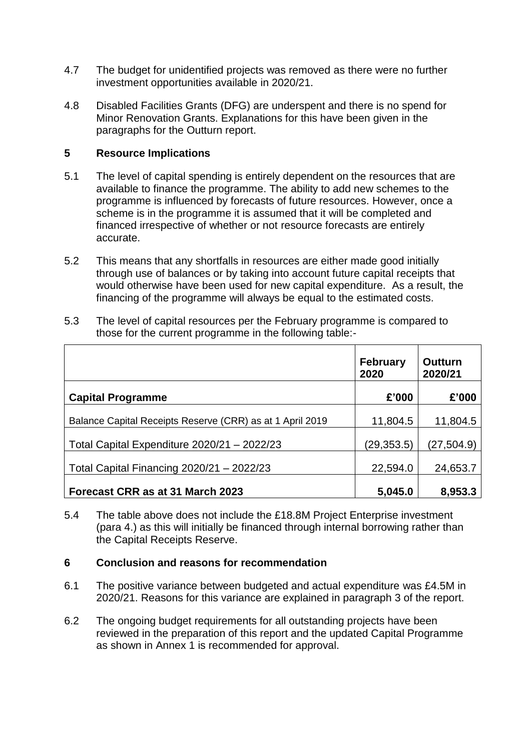4.7 The budget for unidentified projects was removed as there were no further investment opportunities available in 2020/21.

4.8 Disabled Facilities Grants (DFG) are underspent and there is no spend for Minor Renovation Grants. Explanations for this have been given in the paragraphs for the Outturn report.

## 5 Resource Implications

5.1 The level of capital spending is entirely dependent on the resources that are available to finance the programme. The ability to add new schemes to the programme is influenced by forecasts of future resources. However, once a scheme is in the programme it is assumed that it will be completed and financed irrespective of whether or not resource forecasts are entirely accurate.

5.2 This means that any shortfalls in resources are either made good initially through use of balances or by taking into account future capital receipts that would otherwise have been used for new capital expenditure. As a result, the financing of the programme will always be equal to the estimated costs.

5.3 The level of capital resources per the February programme is compared to those for the current programme in the following table:-

| | **February 2020** | **Outturn 2020/21** |
|---|---|---|
| **Capital Programme** | **£'000** | **£'000** |
| Balance Capital Receipts Reserve (CRR) as at 1 April 2019 | 11,804.5 | 11,804.5 |
| Total Capital Expenditure 2020/21 – 2022/23 | (29,353.5) | (27,504.9) |
| Total Capital Financing 2020/21 – 2022/23 | 22,594.0 | 24,653.7 |
| **Forecast CRR as at 31 March 2023** | **5,045.0** | **8,953.3** |

5.4 The table above does not include the £18.8M Project Enterprise investment (para 4.) as this will initially be financed through internal borrowing rather than the Capital Receipts Reserve.

## 6 Conclusion and reasons for recommendation

6.1 The positive variance between budgeted and actual expenditure was £4.5M in 2020/21. Reasons for this variance are explained in paragraph 3 of the report.

6.2 The ongoing budget requirements for all outstanding projects have been reviewed in the preparation of this report and the updated Capital Programme as shown in Annex 1 is recommended for approval.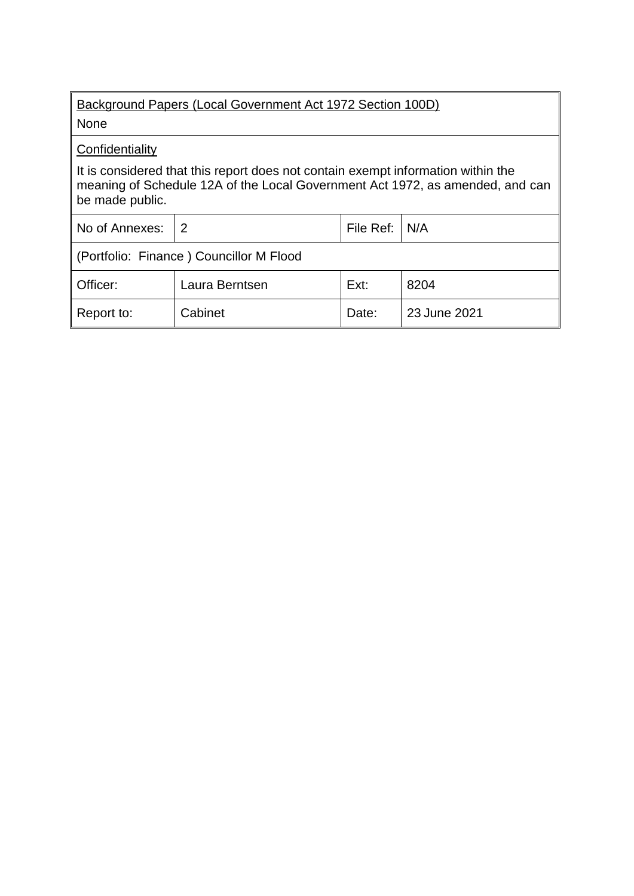| | | | |
|---|---|---|---|
| Background Papers (Local Government Act 1972 Section 100D)<br>None | | | |
| Confidentiality<br>It is considered that this report does not contain exempt information within the meaning of Schedule 12A of the Local Government Act 1972, as amended, and can be made public. | | | |
| No of Annexes: | 2 | File Ref: | N/A |
| (Portfolio: Finance ) Councillor M Flood | | | |
| Officer: | Laura Berntsen | Ext: | 8204 |
| Report to: | Cabinet | Date: | 23 June 2021 |